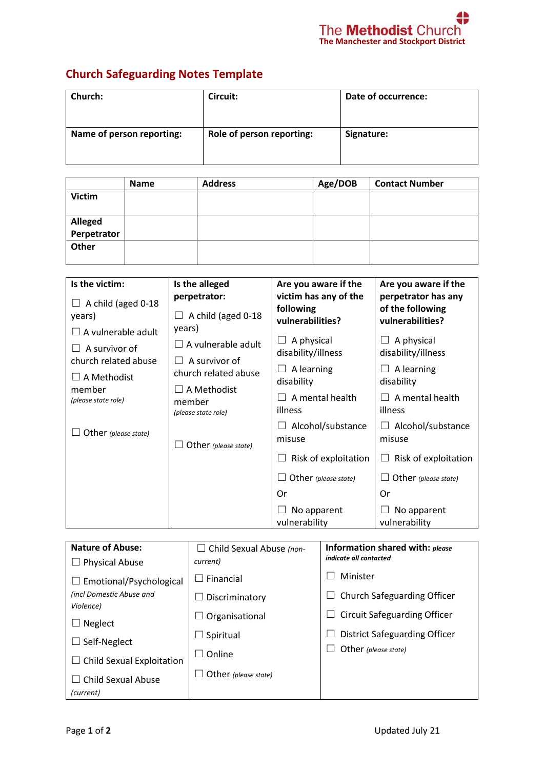The Methodist Church
The Manchester and Stockport District

## Church Safeguarding Notes Template

| Church: | Circuit: | Date of occurrence: |
|---|---|---|
| **Name of person reporting:** | **Role of person reporting:** | **Signature:** |

| | Name | Address | Age/DOB | Contact Number |
|---|---|---|---|---|
| **Victim** | | | | |
| **Alleged Perpetrator** | | | | |
| **Other** | | | | |

| Is the victim: | Is the alleged perpetrator: | Are you aware if the victim has any of the following vulnerabilities? | Are you aware if the perpetrator has any of the following vulnerabilities? |
|---|---|---|---|
| ☐ A child (aged 0-18 years)<br>☐ A vulnerable adult<br>☐ A survivor of church related abuse<br>☐ A Methodist member *(please state role)*<br><br>☐ Other *(please state)* | ☐ A child (aged 0-18 years)<br>☐ A vulnerable adult<br>☐ A survivor of church related abuse<br>☐ A Methodist member *(please state role)*<br><br>☐ Other *(please state)* | ☐ A physical disability/illness<br>☐ A learning disability<br>☐ A mental health illness<br>☐ Alcohol/substance misuse<br>☐ Risk of exploitation<br>☐ Other *(please state)*<br>Or<br>☐ No apparent vulnerability | ☐ A physical disability/illness<br>☐ A learning disability<br>☐ A mental health illness<br>☐ Alcohol/substance misuse<br>☐ Risk of exploitation<br>☐ Other *(please state)*<br>Or<br>☐ No apparent vulnerability |

| Nature of Abuse: | | Information shared with: *please indicate all contacted* |
|---|---|---|
| ☐ Physical Abuse<br>☐ Emotional/Psychological *(incl Domestic Abuse and Violence)*<br>☐ Neglect<br>☐ Self-Neglect<br>☐ Child Sexual Exploitation<br>☐ Child Sexual Abuse *(current)* | ☐ Child Sexual Abuse *(non-current)*<br>☐ Financial<br>☐ Discriminatory<br>☐ Organisational<br>☐ Spiritual<br>☐ Online<br>☐ Other *(please state)* | ☐ Minister<br>☐ Church Safeguarding Officer<br>☐ Circuit Safeguarding Officer<br>☐ District Safeguarding Officer<br>☐ Other *(please state)* |

Updated July 21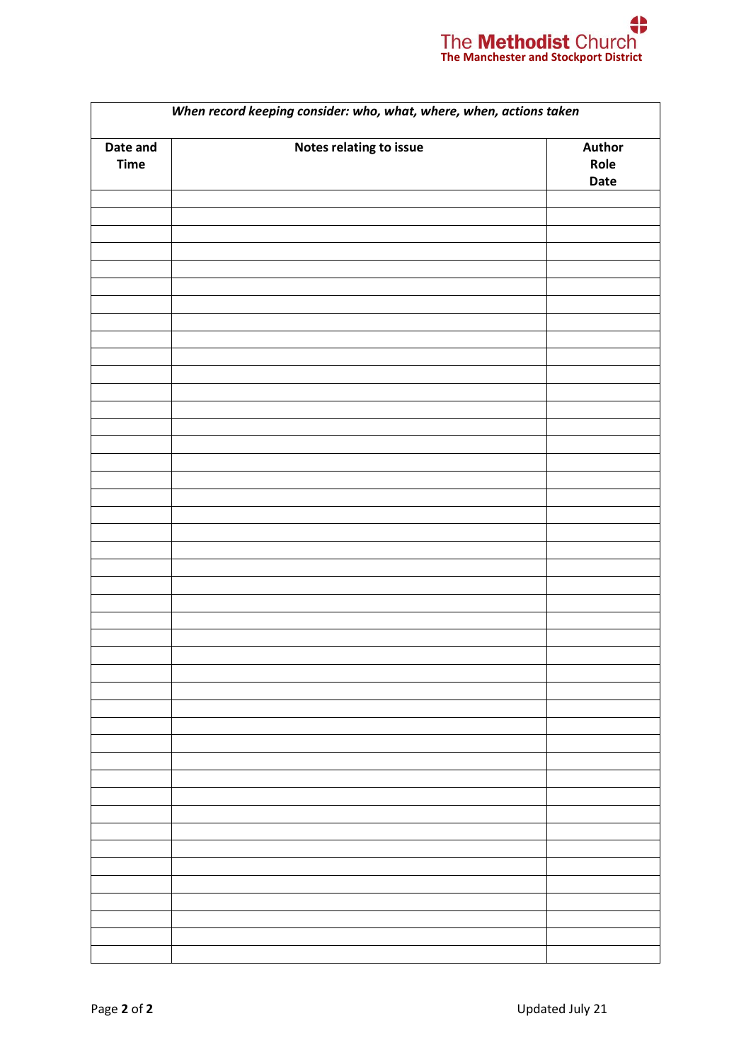| *When record keeping consider: who, what, where, when, actions taken* | | |
|---|---|---|
| **Date and Time** | **Notes relating to issue** | **Author Role Date** |
| | | |
| | | |
| | | |
| | | |
| | | |
| | | |
| | | |
| | | |
| | | |
| | | |
| | | |
| | | |
| | | |
| | | |
| | | |
| | | |
| | | |
| | | |
| | | |
| | | |
| | | |
| | | |
| | | |
| | | |
| | | |
| | | |
| | | |
| | | |
| | | |
| | | |
| | | |
| | | |
| | | |
| | | |
| | | |
| | | |
| | | |
| | | |
| | | |
| | | |
| | | |
| | | |
| | | |
| | | |

Updated July 21